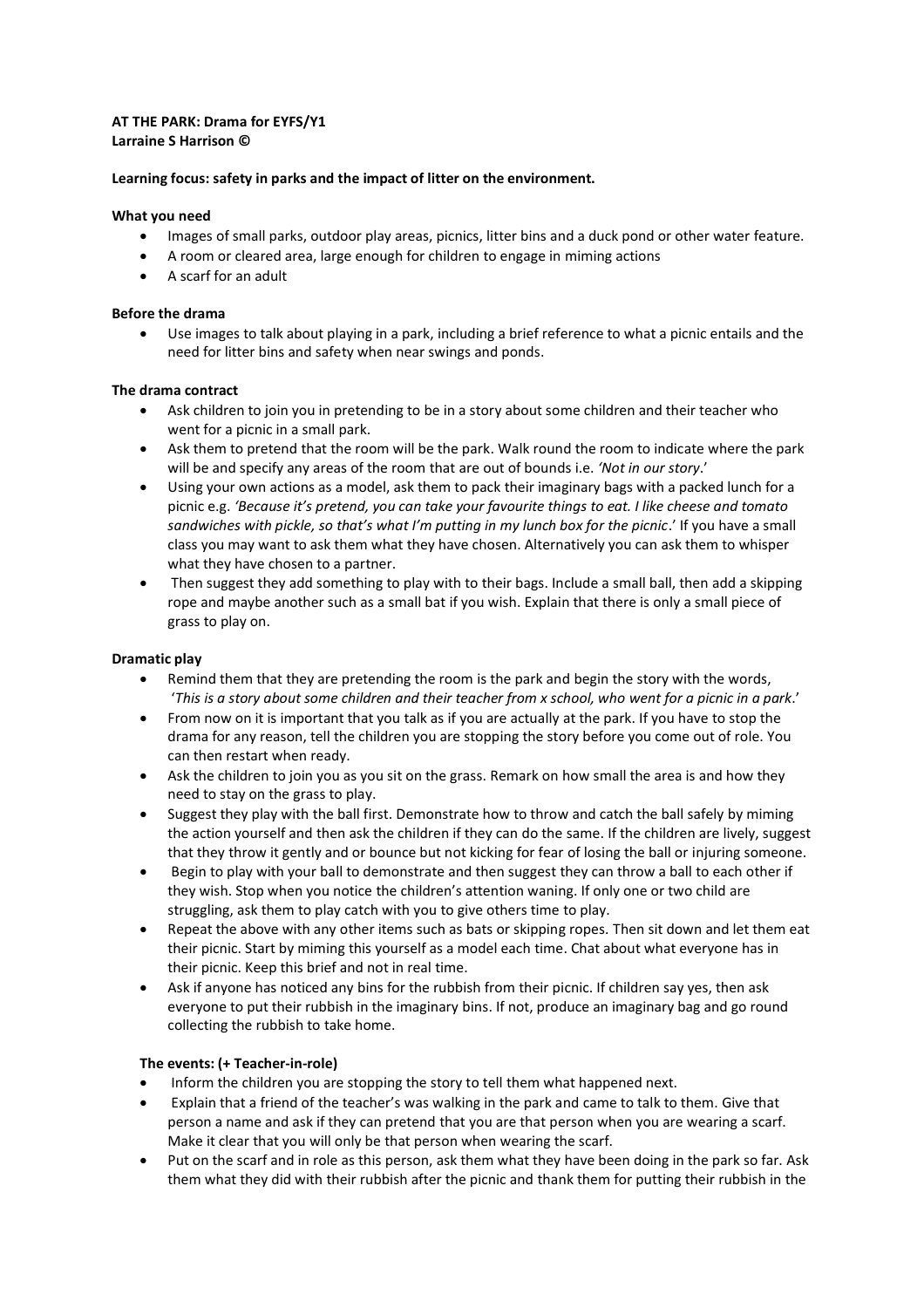**AT THE PARK: Drama for EYFS/Y1**
**Larraine S Harrison ©**

**Learning focus: safety in parks and the impact of litter on the environment.**

**What you need**

- Images of small parks, outdoor play areas, picnics, litter bins and a duck pond or other water feature.
- A room or cleared area, large enough for children to engage in miming actions
- A scarf for an adult

**Before the drama**

- Use images to talk about playing in a park, including a brief reference to what a picnic entails and the need for litter bins and safety when near swings and ponds.

**The drama contract**

- Ask children to join you in pretending to be in a story about some children and their teacher who went for a picnic in a small park.
- Ask them to pretend that the room will be the park. Walk round the room to indicate where the park will be and specify any areas of the room that are out of bounds i.e. *'Not in our story*.'
- Using your own actions as a model, ask them to pack their imaginary bags with a packed lunch for a picnic e.g. *'Because it's pretend, you can take your favourite things to eat. I like cheese and tomato sandwiches with pickle, so that's what I'm putting in my lunch box for the picnic*.' If you have a small class you may want to ask them what they have chosen. Alternatively you can ask them to whisper what they have chosen to a partner.
- Then suggest they add something to play with to their bags. Include a small ball, then add a skipping rope and maybe another such as a small bat if you wish. Explain that there is only a small piece of grass to play on.

**Dramatic play**

- Remind them that they are pretending the room is the park and begin the story with the words, '*This is a story about some children and their teacher from x school, who went for a picnic in a park*.'
- From now on it is important that you talk as if you are actually at the park. If you have to stop the drama for any reason, tell the children you are stopping the story before you come out of role. You can then restart when ready.
- Ask the children to join you as you sit on the grass. Remark on how small the area is and how they need to stay on the grass to play.
- Suggest they play with the ball first. Demonstrate how to throw and catch the ball safely by miming the action yourself and then ask the children if they can do the same. If the children are lively, suggest that they throw it gently and or bounce but not kicking for fear of losing the ball or injuring someone.
- Begin to play with your ball to demonstrate and then suggest they can throw a ball to each other if they wish. Stop when you notice the children's attention waning. If only one or two child are struggling, ask them to play catch with you to give others time to play.
- Repeat the above with any other items such as bats or skipping ropes. Then sit down and let them eat their picnic. Start by miming this yourself as a model each time. Chat about what everyone has in their picnic. Keep this brief and not in real time.
- Ask if anyone has noticed any bins for the rubbish from their picnic. If children say yes, then ask everyone to put their rubbish in the imaginary bins. If not, produce an imaginary bag and go round collecting the rubbish to take home.

**The events: (+ Teacher-in-role)**

- Inform the children you are stopping the story to tell them what happened next.
- Explain that a friend of the teacher's was walking in the park and came to talk to them. Give that person a name and ask if they can pretend that you are that person when you are wearing a scarf. Make it clear that you will only be that person when wearing the scarf.
- Put on the scarf and in role as this person, ask them what they have been doing in the park so far. Ask them what they did with their rubbish after the picnic and thank them for putting their rubbish in the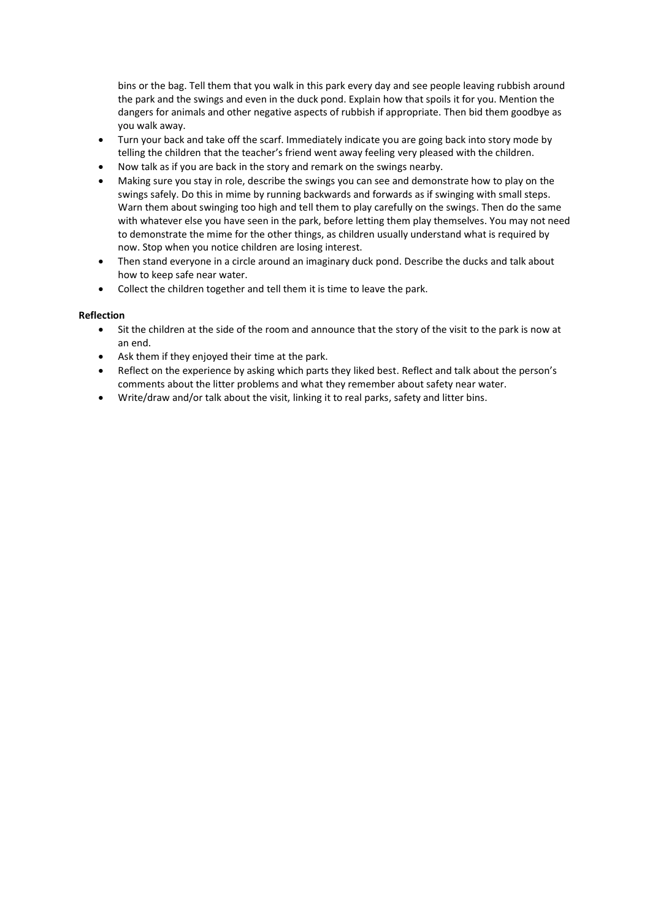bins or the bag. Tell them that you walk in this park every day and see people leaving rubbish around the park and the swings and even in the duck pond. Explain how that spoils it for you. Mention the dangers for animals and other negative aspects of rubbish if appropriate. Then bid them goodbye as you walk away.

- Turn your back and take off the scarf. Immediately indicate you are going back into story mode by telling the children that the teacher's friend went away feeling very pleased with the children.
- Now talk as if you are back in the story and remark on the swings nearby.
- Making sure you stay in role, describe the swings you can see and demonstrate how to play on the swings safely. Do this in mime by running backwards and forwards as if swinging with small steps. Warn them about swinging too high and tell them to play carefully on the swings. Then do the same with whatever else you have seen in the park, before letting them play themselves. You may not need to demonstrate the mime for the other things, as children usually understand what is required by now. Stop when you notice children are losing interest.
- Then stand everyone in a circle around an imaginary duck pond. Describe the ducks and talk about how to keep safe near water.
- Collect the children together and tell them it is time to leave the park.

**Reflection**

- Sit the children at the side of the room and announce that the story of the visit to the park is now at an end.
- Ask them if they enjoyed their time at the park.
- Reflect on the experience by asking which parts they liked best. Reflect and talk about the person's comments about the litter problems and what they remember about safety near water.
- Write/draw and/or talk about the visit, linking it to real parks, safety and litter bins.